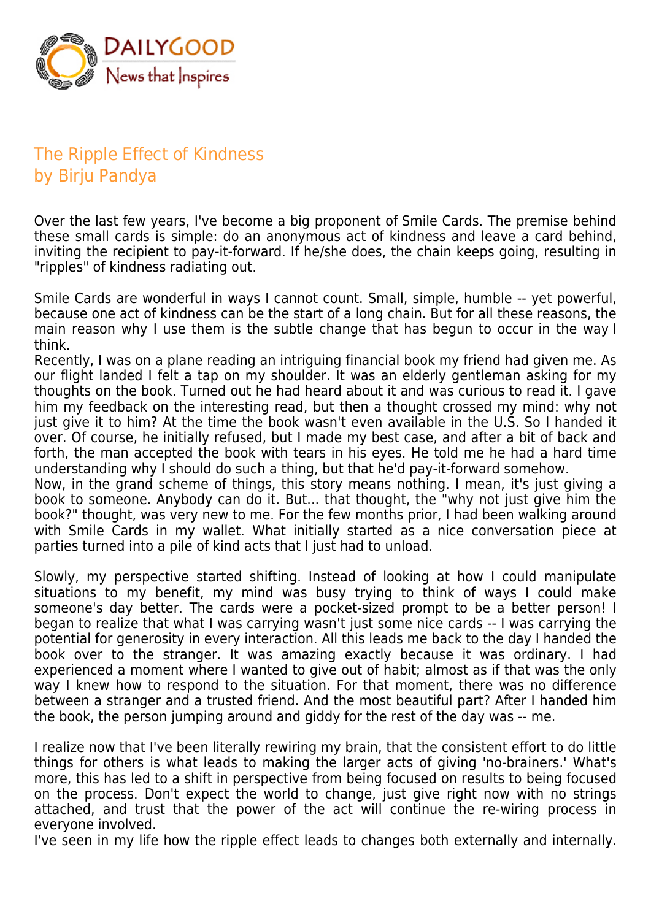# The Ripple Effect of Kindness
by Birju Pandya

Over the last few years, I've become a big proponent of Smile Cards. The premise behind these small cards is simple: do an anonymous act of kindness and leave a card behind, inviting the recipient to pay-it-forward. If he/she does, the chain keeps going, resulting in "ripples" of kindness radiating out.

Smile Cards are wonderful in ways I cannot count. Small, simple, humble -- yet powerful, because one act of kindness can be the start of a long chain. But for all these reasons, the main reason why I use them is the subtle change that has begun to occur in the way I think.
Recently, I was on a plane reading an intriguing financial book my friend had given me. As our flight landed I felt a tap on my shoulder. It was an elderly gentleman asking for my thoughts on the book. Turned out he had heard about it and was curious to read it. I gave him my feedback on the interesting read, but then a thought crossed my mind: why not just give it to him? At the time the book wasn't even available in the U.S. So I handed it over. Of course, he initially refused, but I made my best case, and after a bit of back and forth, the man accepted the book with tears in his eyes. He told me he had a hard time understanding why I should do such a thing, but that he'd pay-it-forward somehow.
Now, in the grand scheme of things, this story means nothing. I mean, it's just giving a book to someone. Anybody can do it. But... that thought, the "why not just give him the book?" thought, was very new to me. For the few months prior, I had been walking around with Smile Cards in my wallet. What initially started as a nice conversation piece at parties turned into a pile of kind acts that I just had to unload.

Slowly, my perspective started shifting. Instead of looking at how I could manipulate situations to my benefit, my mind was busy trying to think of ways I could make someone's day better. The cards were a pocket-sized prompt to be a better person! I began to realize that what I was carrying wasn't just some nice cards -- I was carrying the potential for generosity in every interaction. All this leads me back to the day I handed the book over to the stranger. It was amazing exactly because it was ordinary. I had experienced a moment where I wanted to give out of habit; almost as if that was the only way I knew how to respond to the situation. For that moment, there was no difference between a stranger and a trusted friend. And the most beautiful part? After I handed him the book, the person jumping around and giddy for the rest of the day was -- me.

I realize now that I've been literally rewiring my brain, that the consistent effort to do little things for others is what leads to making the larger acts of giving 'no-brainers.' What's more, this has led to a shift in perspective from being focused on results to being focused on the process. Don't expect the world to change, just give right now with no strings attached, and trust that the power of the act will continue the re-wiring process in everyone involved.
I've seen in my life how the ripple effect leads to changes both externally and internally.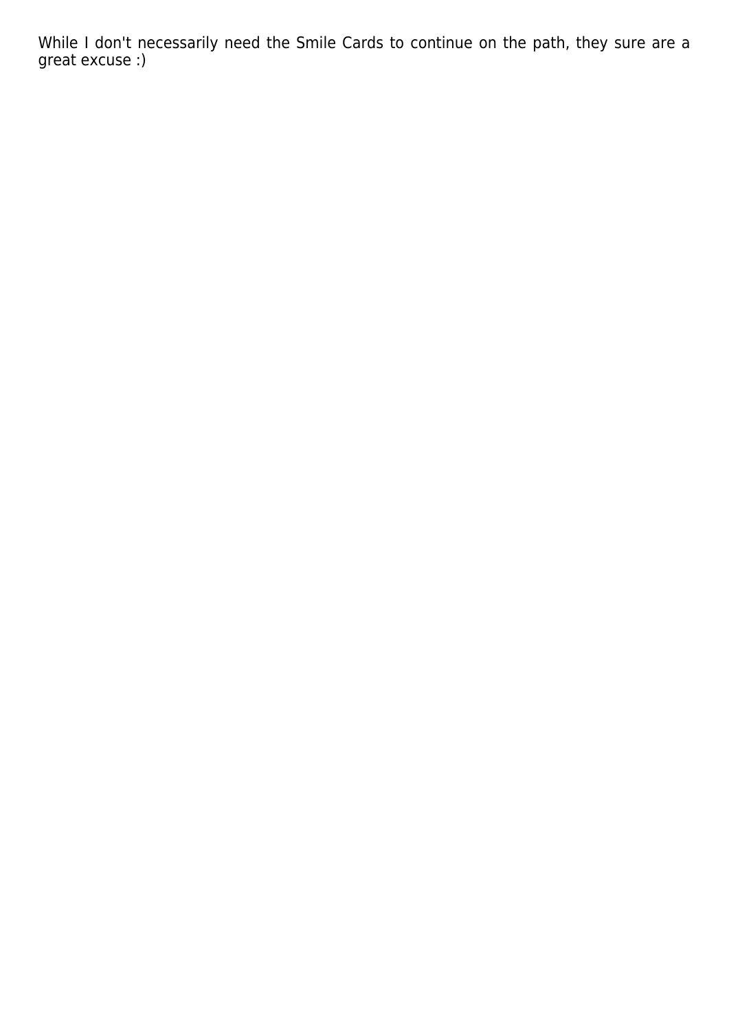While I don't necessarily need the Smile Cards to continue on the path, they sure are a great excuse :)